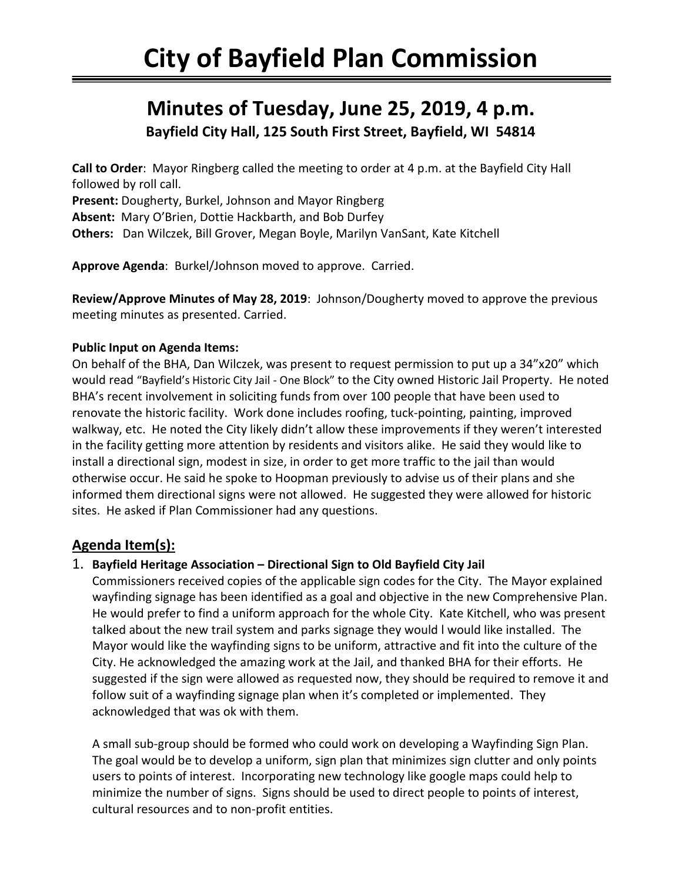# City of Bayfield Plan Commission

## Minutes of Tuesday, June 25, 2019, 4 p.m.

### Bayfield City Hall, 125 South First Street, Bayfield, WI 54814

**Call to Order**: Mayor Ringberg called the meeting to order at 4 p.m. at the Bayfield City Hall followed by roll call.
**Present:** Dougherty, Burkel, Johnson and Mayor Ringberg
**Absent:** Mary O'Brien, Dottie Hackbarth, and Bob Durfey
**Others:** Dan Wilczek, Bill Grover, Megan Boyle, Marilyn VanSant, Kate Kitchell

**Approve Agenda**: Burkel/Johnson moved to approve. Carried.

**Review/Approve Minutes of May 28, 2019**: Johnson/Dougherty moved to approve the previous meeting minutes as presented. Carried.

**Public Input on Agenda Items:**
On behalf of the BHA, Dan Wilczek, was present to request permission to put up a 34"x20" which would read "Bayfield's Historic City Jail - One Block" to the City owned Historic Jail Property. He noted BHA's recent involvement in soliciting funds from over 100 people that have been used to renovate the historic facility. Work done includes roofing, tuck-pointing, painting, improved walkway, etc. He noted the City likely didn't allow these improvements if they weren't interested in the facility getting more attention by residents and visitors alike. He said they would like to install a directional sign, modest in size, in order to get more traffic to the jail than would otherwise occur. He said he spoke to Hoopman previously to advise us of their plans and she informed them directional signs were not allowed. He suggested they were allowed for historic sites. He asked if Plan Commissioner had any questions.

## Agenda Item(s):

1. **Bayfield Heritage Association – Directional Sign to Old Bayfield City Jail**
   Commissioners received copies of the applicable sign codes for the City. The Mayor explained wayfinding signage has been identified as a goal and objective in the new Comprehensive Plan. He would prefer to find a uniform approach for the whole City. Kate Kitchell, who was present talked about the new trail system and parks signage they would l would like installed. The Mayor would like the wayfinding signs to be uniform, attractive and fit into the culture of the City. He acknowledged the amazing work at the Jail, and thanked BHA for their efforts. He suggested if the sign were allowed as requested now, they should be required to remove it and follow suit of a wayfinding signage plan when it's completed or implemented. They acknowledged that was ok with them.

   A small sub-group should be formed who could work on developing a Wayfinding Sign Plan. The goal would be to develop a uniform, sign plan that minimizes sign clutter and only points users to points of interest. Incorporating new technology like google maps could help to minimize the number of signs. Signs should be used to direct people to points of interest, cultural resources and to non-profit entities.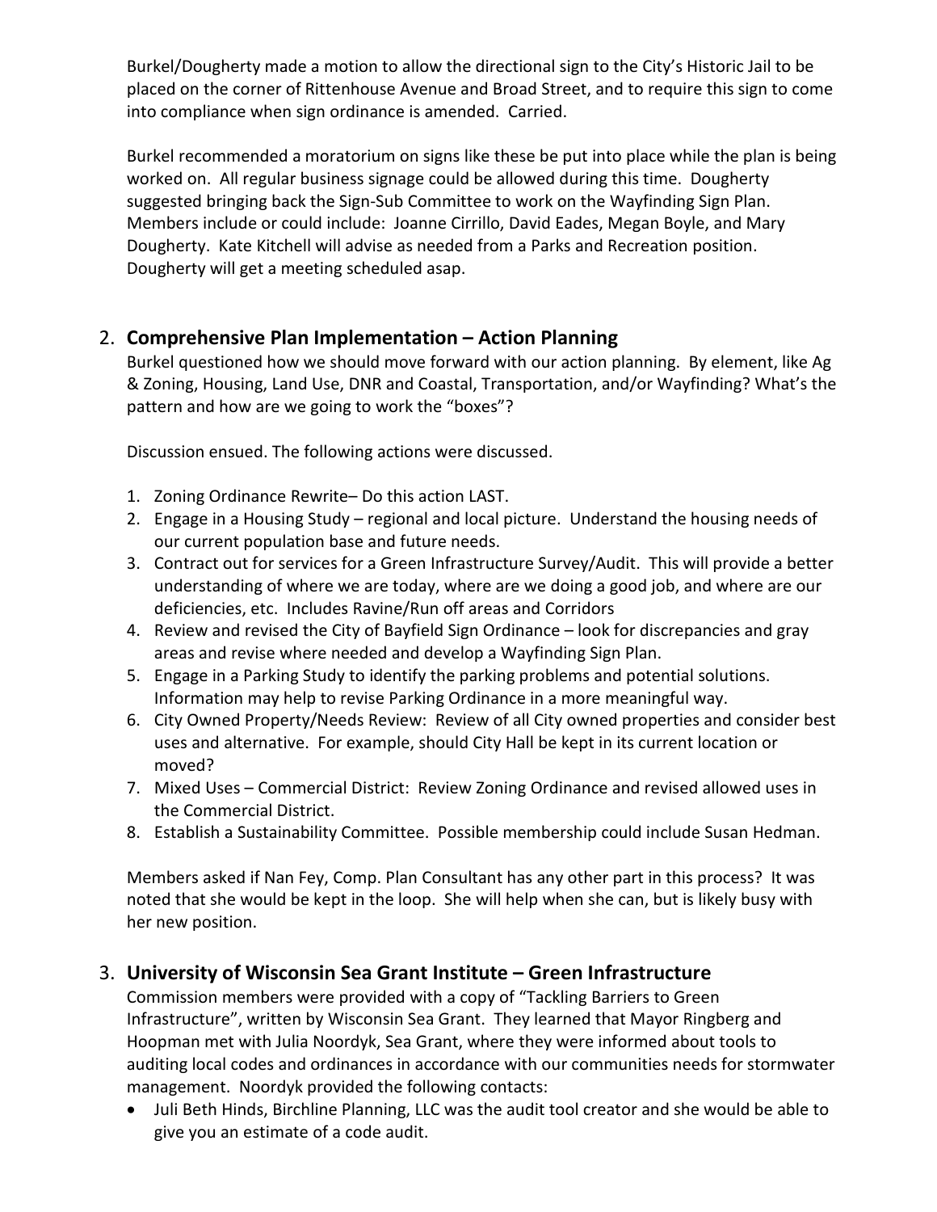Burkel/Dougherty made a motion to allow the directional sign to the City's Historic Jail to be placed on the corner of Rittenhouse Avenue and Broad Street, and to require this sign to come into compliance when sign ordinance is amended. Carried.

Burkel recommended a moratorium on signs like these be put into place while the plan is being worked on. All regular business signage could be allowed during this time. Dougherty suggested bringing back the Sign-Sub Committee to work on the Wayfinding Sign Plan. Members include or could include: Joanne Cirrillo, David Eades, Megan Boyle, and Mary Dougherty. Kate Kitchell will advise as needed from a Parks and Recreation position. Dougherty will get a meeting scheduled asap.

2. **Comprehensive Plan Implementation – Action Planning**

Burkel questioned how we should move forward with our action planning. By element, like Ag & Zoning, Housing, Land Use, DNR and Coastal, Transportation, and/or Wayfinding? What's the pattern and how are we going to work the "boxes"?

Discussion ensued. The following actions were discussed.

1. Zoning Ordinance Rewrite– Do this action LAST.
2. Engage in a Housing Study – regional and local picture. Understand the housing needs of our current population base and future needs.
3. Contract out for services for a Green Infrastructure Survey/Audit. This will provide a better understanding of where we are today, where are we doing a good job, and where are our deficiencies, etc. Includes Ravine/Run off areas and Corridors
4. Review and revised the City of Bayfield Sign Ordinance – look for discrepancies and gray areas and revise where needed and develop a Wayfinding Sign Plan.
5. Engage in a Parking Study to identify the parking problems and potential solutions. Information may help to revise Parking Ordinance in a more meaningful way.
6. City Owned Property/Needs Review: Review of all City owned properties and consider best uses and alternative. For example, should City Hall be kept in its current location or moved?
7. Mixed Uses – Commercial District: Review Zoning Ordinance and revised allowed uses in the Commercial District.
8. Establish a Sustainability Committee. Possible membership could include Susan Hedman.

Members asked if Nan Fey, Comp. Plan Consultant has any other part in this process? It was noted that she would be kept in the loop. She will help when she can, but is likely busy with her new position.

3. **University of Wisconsin Sea Grant Institute – Green Infrastructure**

Commission members were provided with a copy of "Tackling Barriers to Green Infrastructure", written by Wisconsin Sea Grant. They learned that Mayor Ringberg and Hoopman met with Julia Noordyk, Sea Grant, where they were informed about tools to auditing local codes and ordinances in accordance with our communities needs for stormwater management. Noordyk provided the following contacts:

- Juli Beth Hinds, Birchline Planning, LLC was the audit tool creator and she would be able to give you an estimate of a code audit.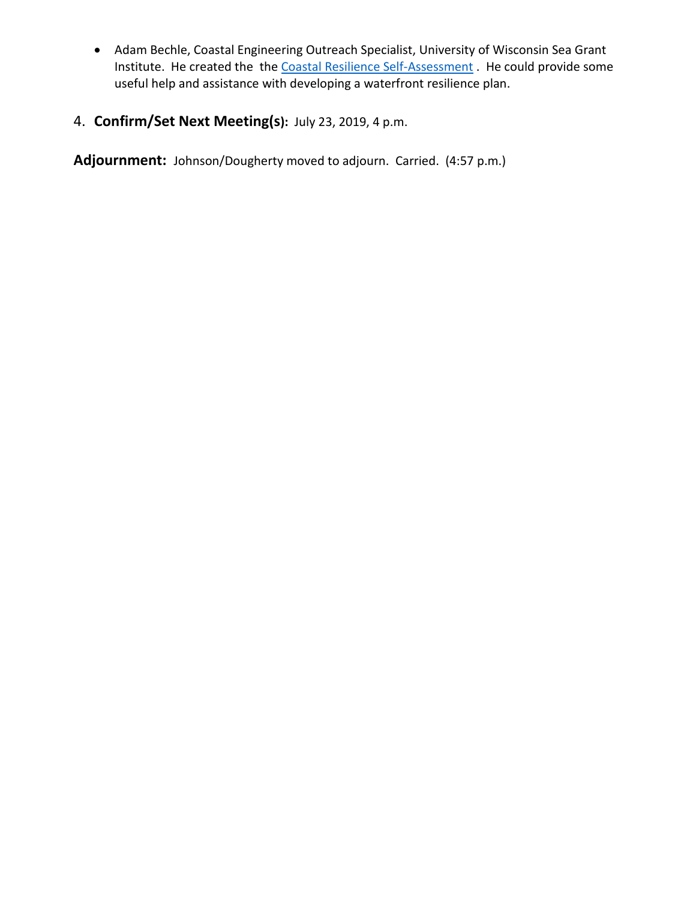- Adam Bechle, Coastal Engineering Outreach Specialist, University of Wisconsin Sea Grant Institute. He created the the Coastal Resilience Self-Assessment . He could provide some useful help and assistance with developing a waterfront resilience plan.

4. **Confirm/Set Next Meeting(s):** July 23, 2019, 4 p.m.

**Adjournment:** Johnson/Dougherty moved to adjourn. Carried. (4:57 p.m.)